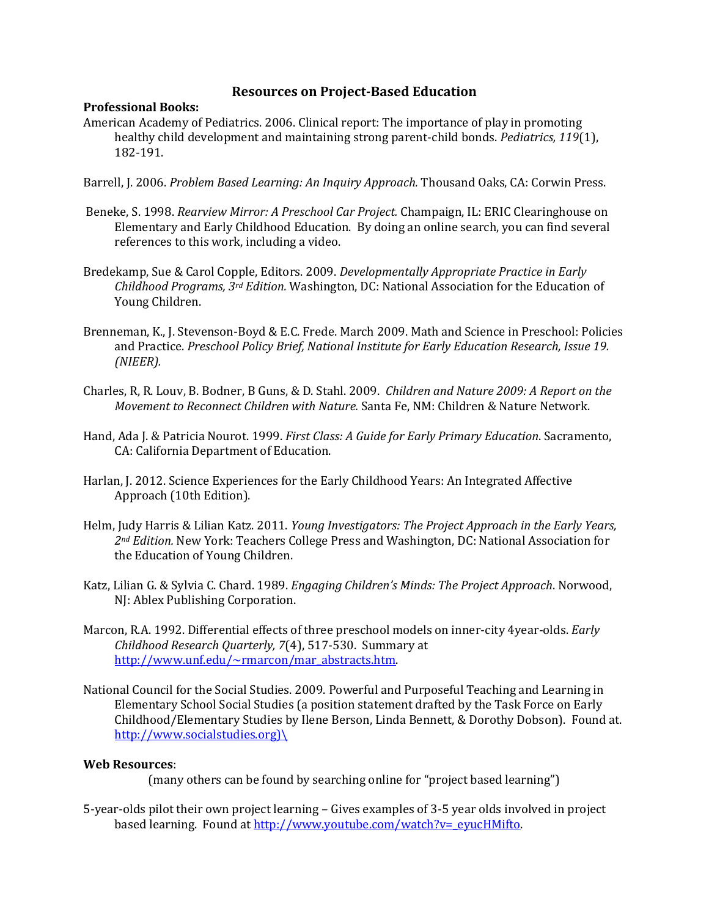# Resources on Project-Based Education

**Professional Books:**

American Academy of Pediatrics. 2006. Clinical report: The importance of play in promoting healthy child development and maintaining strong parent-child bonds. *Pediatrics, 119*(1), 182-191.

Barrell, J. 2006. *Problem Based Learning: An Inquiry Approach.* Thousand Oaks, CA: Corwin Press.

Beneke, S. 1998. *Rearview Mirror: A Preschool Car Project.* Champaign, IL: ERIC Clearinghouse on Elementary and Early Childhood Education. By doing an online search, you can find several references to this work, including a video.

Bredekamp, Sue & Carol Copple, Editors. 2009. *Developmentally Appropriate Practice in Early Childhood Programs, 3rd Edition.* Washington, DC: National Association for the Education of Young Children.

Brenneman, K., J. Stevenson-Boyd & E.C. Frede. March 2009. Math and Science in Preschool: Policies and Practice. *Preschool Policy Brief, National Institute for Early Education Research, Issue 19. (NIEER).*

Charles, R, R. Louv, B. Bodner, B Guns, & D. Stahl. 2009. *Children and Nature 2009: A Report on the Movement to Reconnect Children with Nature.* Santa Fe, NM: Children & Nature Network.

Hand, Ada J. & Patricia Nourot. 1999. *First Class: A Guide for Early Primary Education*. Sacramento, CA: California Department of Education.

Harlan, J. 2012. Science Experiences for the Early Childhood Years: An Integrated Affective Approach (10th Edition).

Helm, Judy Harris & Lilian Katz. 2011. *Young Investigators: The Project Approach in the Early Years, 2nd Edition.* New York: Teachers College Press and Washington, DC: National Association for the Education of Young Children.

Katz, Lilian G. & Sylvia C. Chard. 1989. *Engaging Children's Minds: The Project Approach*. Norwood, NJ: Ablex Publishing Corporation.

Marcon, R.A. 1992. Differential effects of three preschool models on inner-city 4year-olds. *Early Childhood Research Quarterly, 7*(4), 517-530. Summary at http://www.unf.edu/~rmarcon/mar_abstracts.htm.

National Council for the Social Studies. 2009. Powerful and Purposeful Teaching and Learning in Elementary School Social Studies (a position statement drafted by the Task Force on Early Childhood/Elementary Studies by Ilene Berson, Linda Bennett, & Dorothy Dobson). Found at. http://www.socialstudies.org)\

**Web Resources**:

(many others can be found by searching online for "project based learning")

5-year-olds pilot their own project learning – Gives examples of 3-5 year olds involved in project based learning. Found at http://www.youtube.com/watch?v=_eyucHMifto.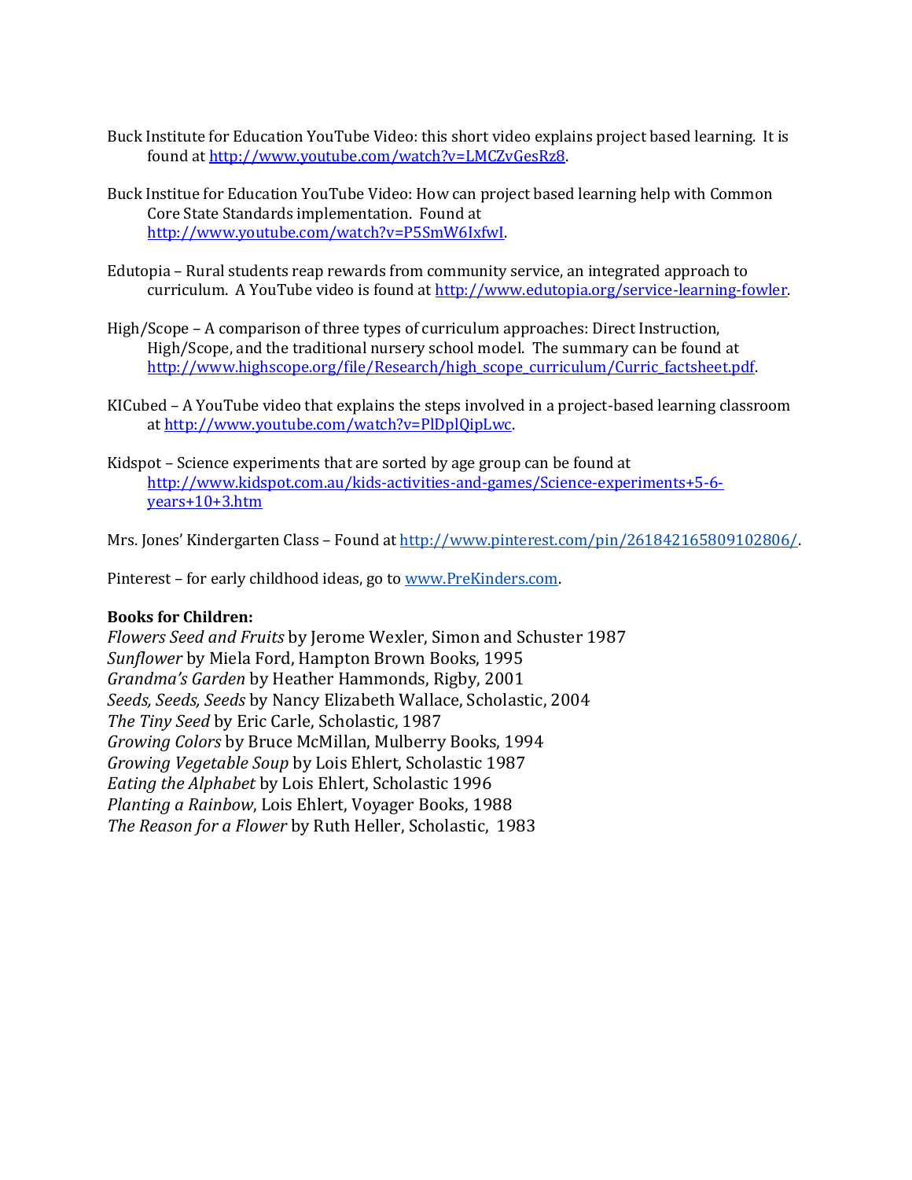Buck Institute for Education YouTube Video: this short video explains project based learning. It is found at http://www.youtube.com/watch?v=LMCZvGesRz8.

Buck Institue for Education YouTube Video: How can project based learning help with Common Core State Standards implementation. Found at http://www.youtube.com/watch?v=P5SmW6IxfwI.

Edutopia – Rural students reap rewards from community service, an integrated approach to curriculum. A YouTube video is found at http://www.edutopia.org/service-learning-fowler.

High/Scope – A comparison of three types of curriculum approaches: Direct Instruction, High/Scope, and the traditional nursery school model. The summary can be found at http://www.highscope.org/file/Research/high_scope_curriculum/Curric_factsheet.pdf.

KICubed – A YouTube video that explains the steps involved in a project-based learning classroom at http://www.youtube.com/watch?v=PlDplQipLwc.

Kidspot – Science experiments that are sorted by age group can be found at http://www.kidspot.com.au/kids-activities-and-games/Science-experiments+5-6-years+10+3.htm

Mrs. Jones' Kindergarten Class – Found at http://www.pinterest.com/pin/261842165809102806/.

Pinterest – for early childhood ideas, go to www.PreKinders.com.

**Books for Children:**

*Flowers Seed and Fruits* by Jerome Wexler, Simon and Schuster 1987
*Sunflower* by Miela Ford, Hampton Brown Books, 1995
*Grandma's Garden* by Heather Hammonds, Rigby, 2001
*Seeds, Seeds, Seeds* by Nancy Elizabeth Wallace, Scholastic, 2004
*The Tiny Seed* by Eric Carle, Scholastic, 1987
*Growing Colors* by Bruce McMillan, Mulberry Books, 1994
*Growing Vegetable Soup* by Lois Ehlert, Scholastic 1987
*Eating the Alphabet* by Lois Ehlert, Scholastic 1996
*Planting a Rainbow*, Lois Ehlert, Voyager Books, 1988
*The Reason for a Flower* by Ruth Heller, Scholastic, 1983